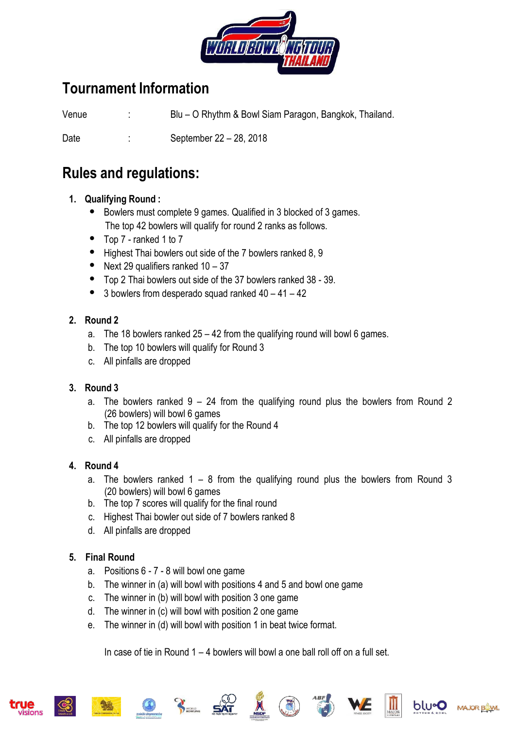## Tournament Information

Venue : Blu – O Rhythm & Bowl Siam Paragon, Bangkok, Thailand.

Date : September 22 – 28, 2018

## Rules and regulations:

1. **Qualifying Round :**
   - Bowlers must complete 9 games. Qualified in 3 blocked of 3 games. The top 42 bowlers will qualify for round 2 ranks as follows.
   - Top 7 - ranked 1 to 7
   - Highest Thai bowlers out side of the 7 bowlers ranked 8, 9
   - Next 29 qualifiers ranked 10 – 37
   - Top 2 Thai bowlers out side of the 37 bowlers ranked 38 - 39.
   - 3 bowlers from desperado squad ranked 40 – 41 – 42

2. **Round 2**
   a. The 18 bowlers ranked 25 – 42 from the qualifying round will bowl 6 games.
   b. The top 10 bowlers will qualify for Round 3
   c. All pinfalls are dropped

3. **Round 3**
   a. The bowlers ranked 9 – 24 from the qualifying round plus the bowlers from Round 2 (26 bowlers) will bowl 6 games
   b. The top 12 bowlers will qualify for the Round 4
   c. All pinfalls are dropped

4. **Round 4**
   a. The bowlers ranked 1 – 8 from the qualifying round plus the bowlers from Round 3 (20 bowlers) will bowl 6 games
   b. The top 7 scores will qualify for the final round
   c. Highest Thai bowler out side of 7 bowlers ranked 8
   d. All pinfalls are dropped

5. **Final Round**
   a. Positions 6 - 7 - 8 will bowl one game
   b. The winner in (a) will bowl with positions 4 and 5 and bowl one game
   c. The winner in (b) will bowl with position 3 one game
   d. The winner in (c) will bowl with position 2 one game
   e. The winner in (d) will bowl with position 1 in beat twice format.

   In case of tie in Round 1 – 4 bowlers will bowl a one ball roll off on a full set.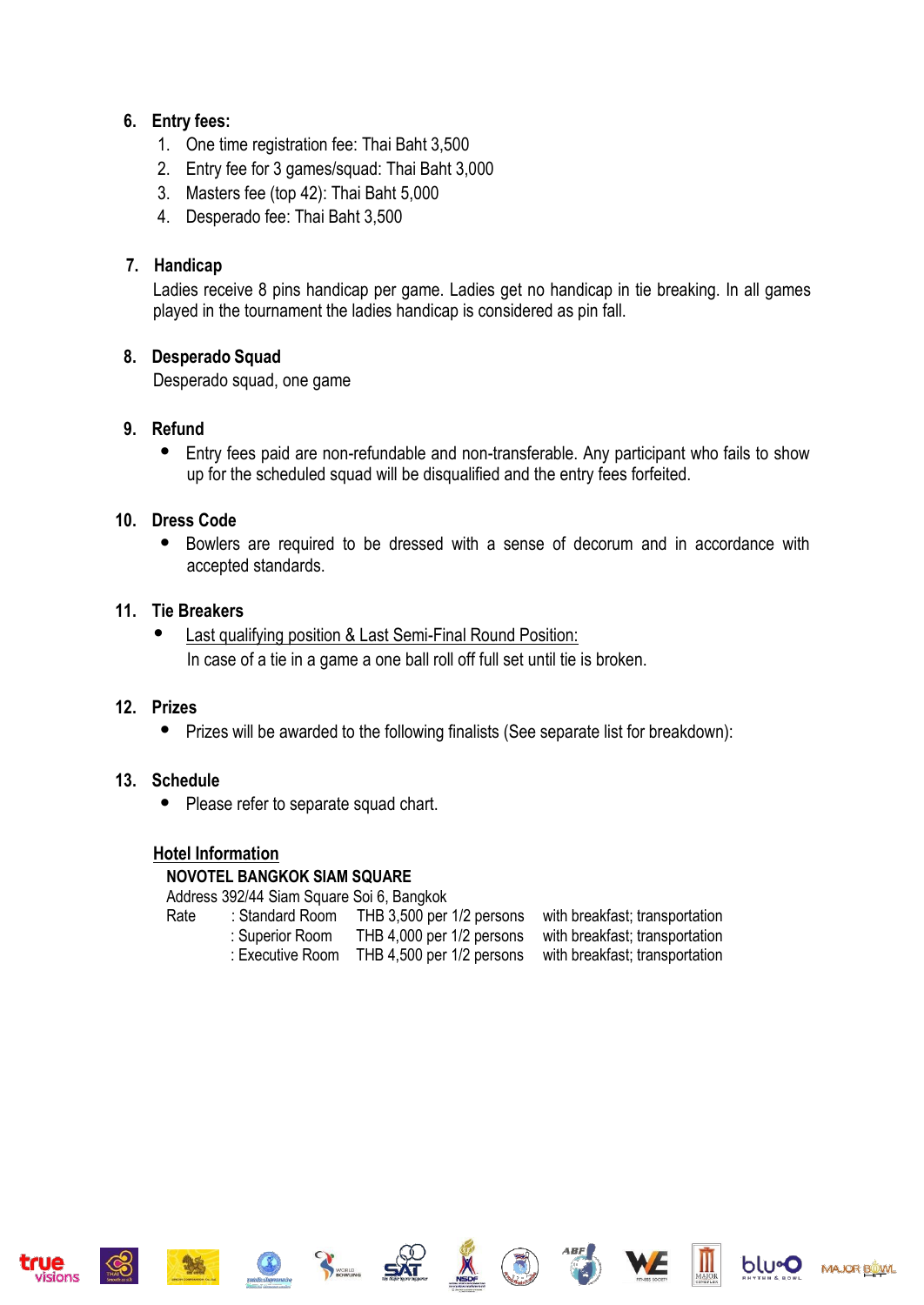6. **Entry fees:**
    1. One time registration fee: Thai Baht 3,500
    2. Entry fee for 3 games/squad: Thai Baht 3,000
    3. Masters fee (top 42): Thai Baht 5,000
    4. Desperado fee: Thai Baht 3,500

7. **Handicap**

    Ladies receive 8 pins handicap per game. Ladies get no handicap in tie breaking. In all games played in the tournament the ladies handicap is considered as pin fall.

8. **Desperado Squad**

    Desperado squad, one game

9. **Refund**
    - Entry fees paid are non-refundable and non-transferable. Any participant who fails to show up for the scheduled squad will be disqualified and the entry fees forfeited.

10. **Dress Code**
    - Bowlers are required to be dressed with a sense of decorum and in accordance with accepted standards.

11. **Tie Breakers**
    - Last qualifying position & Last Semi-Final Round Position:
      In case of a tie in a game a one ball roll off full set until tie is broken.

12. **Prizes**
    - Prizes will be awarded to the following finalists (See separate list for breakdown):

13. **Schedule**
    - Please refer to separate squad chart.

**Hotel Information**

**NOVOTEL BANGKOK SIAM SQUARE**

Address 392/44 Siam Square Soi 6, Bangkok

| Rate | | | |
|---|---|---|---|
| | : Standard Room | THB 3,500 per 1/2 persons | with breakfast; transportation |
| | : Superior Room | THB 4,000 per 1/2 persons | with breakfast; transportation |
| | : Executive Room | THB 4,500 per 1/2 persons | with breakfast; transportation |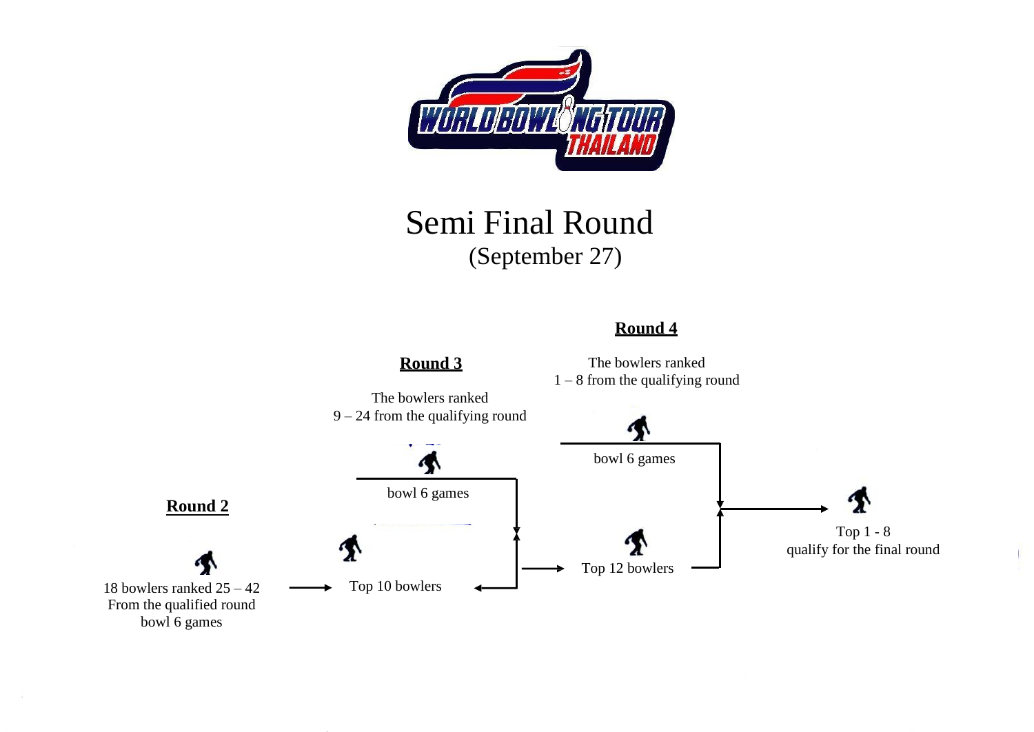# Semi Final Round

(September 27)

**Round 4**

The bowlers ranked
1 – 8 from the qualifying round

bowl 6 games

**Round 3**

The bowlers ranked
9 – 24 from the qualifying round

bowl 6 games

**Round 2**

18 bowlers ranked 25 – 42
From the qualified round
bowl 6 games

→ Top 10 bowlers

→ Top 12 bowlers

→ Top 1 - 8
qualify for the final round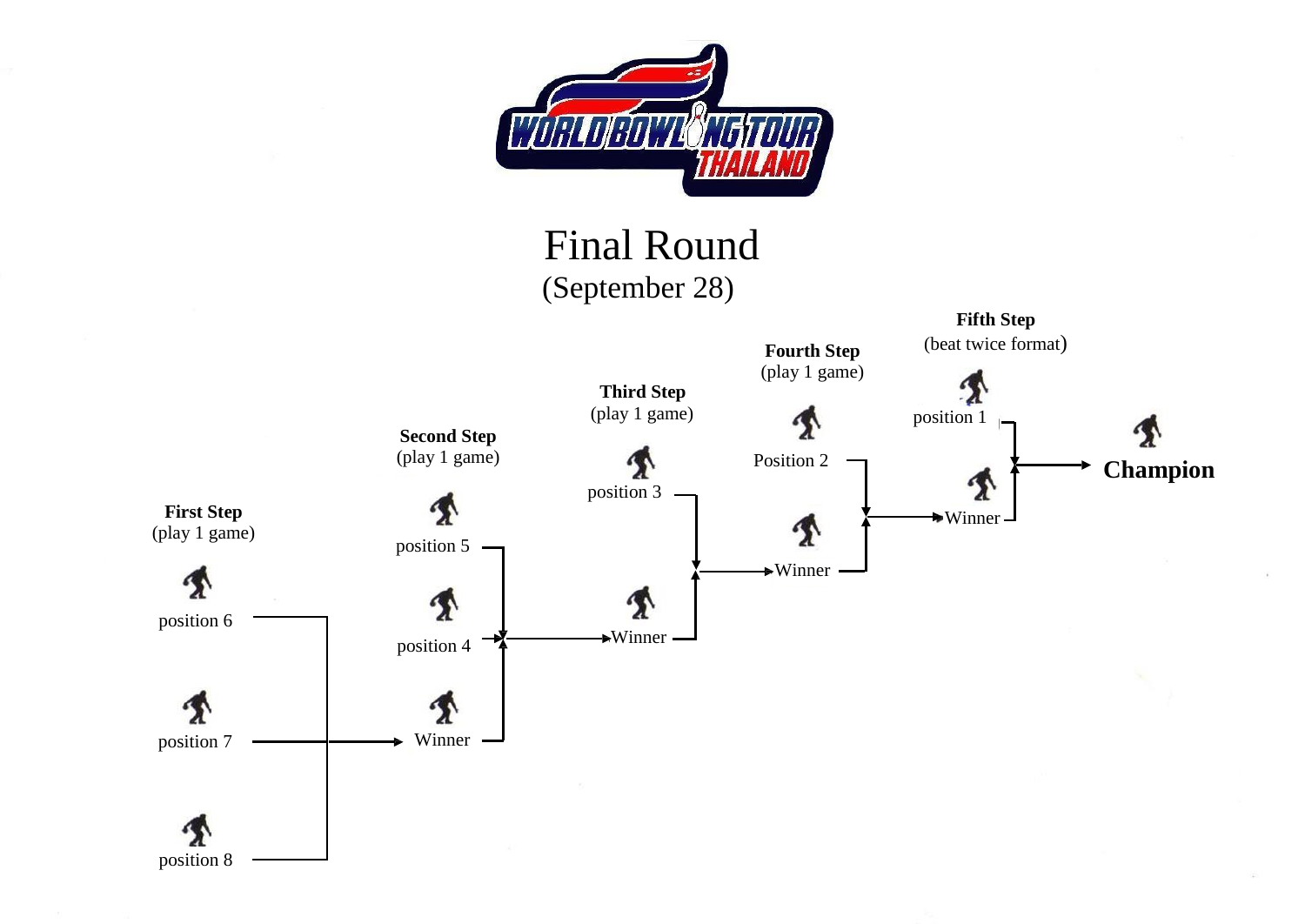# Final Round

(September 28)

**First Step**
(play 1 game)

- position 6
- position 7
- position 8

**Second Step**
(play 1 game)

- position 5
- position 4
- Winner

**Third Step**
(play 1 game)

- position 3
- Winner

**Fourth Step**
(play 1 game)

- Position 2
- Winner

**Fifth Step**
(beat twice format)

- position 1
- Winner

**Champion**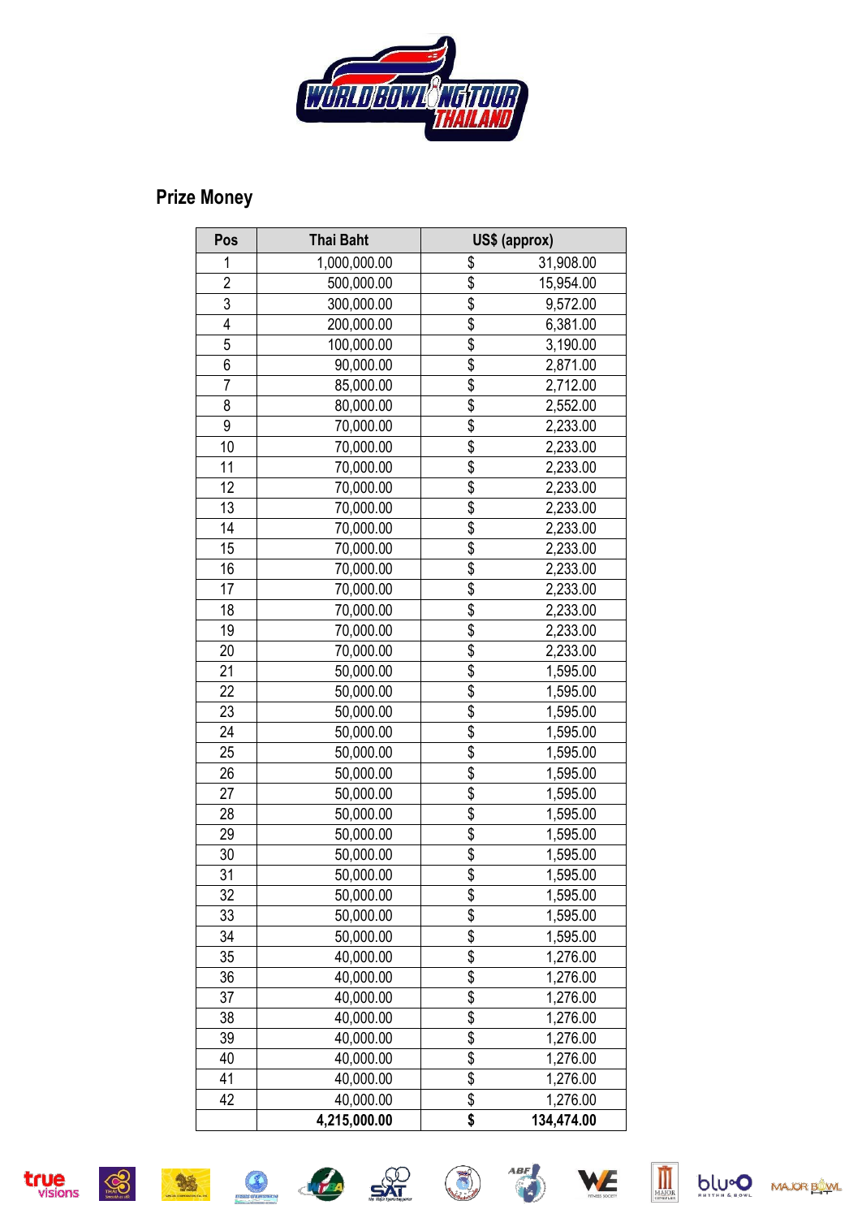## Prize Money

| Pos | Thai Baht | US$ (approx) |
|---|---|---|
| 1 | 1,000,000.00 | $ 31,908.00 |
| 2 | 500,000.00 | $ 15,954.00 |
| 3 | 300,000.00 | $ 9,572.00 |
| 4 | 200,000.00 | $ 6,381.00 |
| 5 | 100,000.00 | $ 3,190.00 |
| 6 | 90,000.00 | $ 2,871.00 |
| 7 | 85,000.00 | $ 2,712.00 |
| 8 | 80,000.00 | $ 2,552.00 |
| 9 | 70,000.00 | $ 2,233.00 |
| 10 | 70,000.00 | $ 2,233.00 |
| 11 | 70,000.00 | $ 2,233.00 |
| 12 | 70,000.00 | $ 2,233.00 |
| 13 | 70,000.00 | $ 2,233.00 |
| 14 | 70,000.00 | $ 2,233.00 |
| 15 | 70,000.00 | $ 2,233.00 |
| 16 | 70,000.00 | $ 2,233.00 |
| 17 | 70,000.00 | $ 2,233.00 |
| 18 | 70,000.00 | $ 2,233.00 |
| 19 | 70,000.00 | $ 2,233.00 |
| 20 | 70,000.00 | $ 2,233.00 |
| 21 | 50,000.00 | $ 1,595.00 |
| 22 | 50,000.00 | $ 1,595.00 |
| 23 | 50,000.00 | $ 1,595.00 |
| 24 | 50,000.00 | $ 1,595.00 |
| 25 | 50,000.00 | $ 1,595.00 |
| 26 | 50,000.00 | $ 1,595.00 |
| 27 | 50,000.00 | $ 1,595.00 |
| 28 | 50,000.00 | $ 1,595.00 |
| 29 | 50,000.00 | $ 1,595.00 |
| 30 | 50,000.00 | $ 1,595.00 |
| 31 | 50,000.00 | $ 1,595.00 |
| 32 | 50,000.00 | $ 1,595.00 |
| 33 | 50,000.00 | $ 1,595.00 |
| 34 | 50,000.00 | $ 1,595.00 |
| 35 | 40,000.00 | $ 1,276.00 |
| 36 | 40,000.00 | $ 1,276.00 |
| 37 | 40,000.00 | $ 1,276.00 |
| 38 | 40,000.00 | $ 1,276.00 |
| 39 | 40,000.00 | $ 1,276.00 |
| 40 | 40,000.00 | $ 1,276.00 |
| 41 | 40,000.00 | $ 1,276.00 |
| 42 | 40,000.00 | $ 1,276.00 |
| | **4,215,000.00** | **$ 134,474.00** |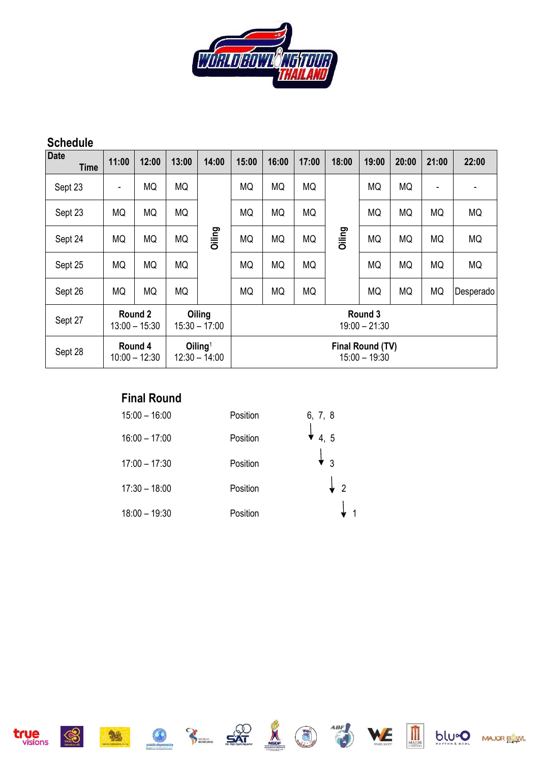## Schedule

| Date / Time | 11:00 | 12:00 | 13:00 | 14:00 | 15:00 | 16:00 | 17:00 | 18:00 | 19:00 | 20:00 | 21:00 | 22:00 |
|---|---|---|---|---|---|---|---|---|---|---|---|---|
| Sept 23 | - | MQ | MQ | Oiling | MQ | MQ | MQ | Oiling | MQ | MQ | - | - |
| Sept 23 | MQ | MQ | MQ | | MQ | MQ | MQ | | MQ | MQ | MQ | MQ |
| Sept 24 | MQ | MQ | MQ | | MQ | MQ | MQ | | MQ | MQ | MQ | MQ |
| Sept 25 | MQ | MQ | MQ | | MQ | MQ | MQ | | MQ | MQ | MQ | MQ |
| Sept 26 | MQ | MQ | MQ | | MQ | MQ | MQ | | MQ | MQ | MQ | Desperado |
| Sept 27 | **Round 2** 13:00 – 15:30 | | **Oiling** 15:30 – 17:00 | | **Round 3** 19:00 – 21:30 | | | | | | | |
| Sept 28 | **Round 4** 10:00 – 12:30 | | **Oiling**[1] 12:30 – 14:00 | | **Final Round (TV)** 15:00 – 19:30 | | | | | | | |

## Final Round

| | | |
|---|---|---|
| 15:00 – 16:00 | Position | 6, 7, 8 |
| 16:00 – 17:00 | Position | ↓ 4, 5 |
| 17:00 – 17:30 | Position | ↓ 3 |
| 17:30 – 18:00 | Position | ↓ 2 |
| 18:00 – 19:30 | Position | ↓ 1 |